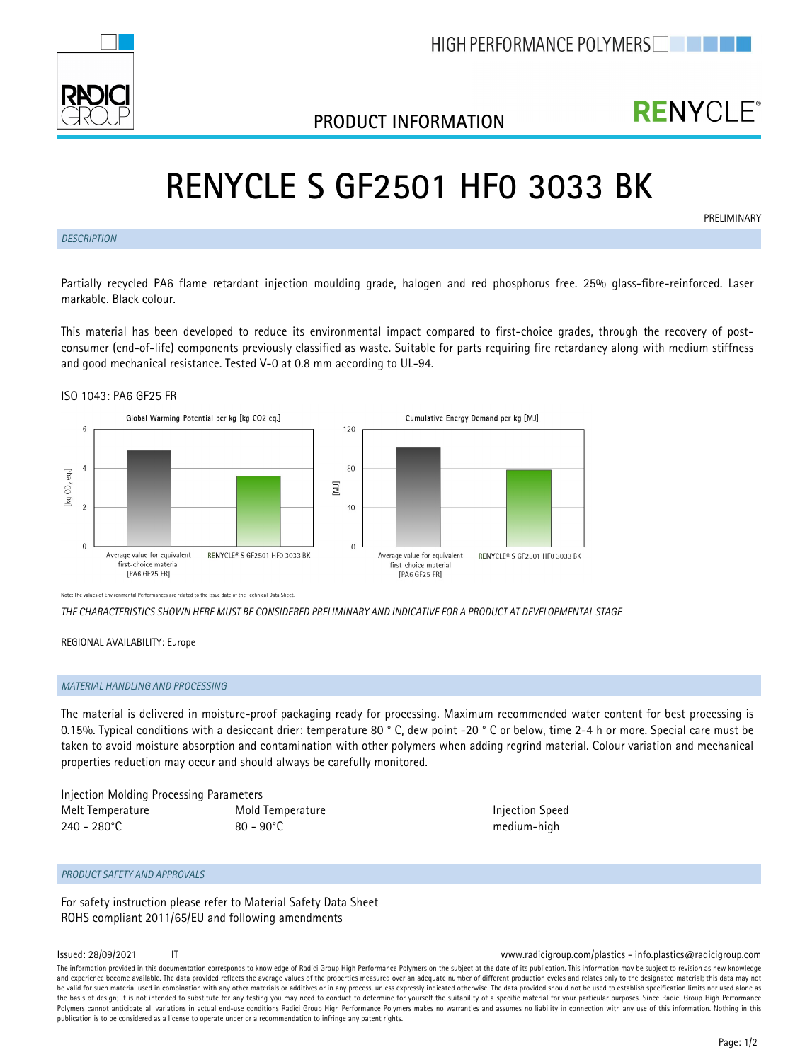HIGH PERFORMANCE POLYMERS

## PRODUCT INFORMATION

RENYCLE®

# RENYCLE S GF2501 HF0 3033 BK

PRELIMINARY

### *DESCRIPTION*

Partially recycled PA6 flame retardant injection moulding grade, halogen and red phosphorus free. 25% glass-fibre-reinforced. Laser markable. Black colour.

This material has been developed to reduce its environmental impact compared to first-choice grades, through the recovery of post-consumer (end-of-life) components previously classified as waste. Suitable for parts requiring fire retardancy along with medium stiffness and good mechanical resistance. Tested V-0 at 0.8 mm according to UL-94.

ISO 1043: PA6 GF25 FR

Global Warming Potential per kg [kg CO2 eq.]

Cumulative Energy Demand per kg [MJ]

Note: The values of Environmental Performances are related to the issue date of the Technical Data Sheet.

*THE CHARACTERISTICS SHOWN HERE MUST BE CONSIDERED PRELIMINARY AND INDICATIVE FOR A PRODUCT AT DEVELOPMENTAL STAGE*

REGIONAL AVAILABILITY: Europe

### *MATERIAL HANDLING AND PROCESSING*

The material is delivered in moisture-proof packaging ready for processing. Maximum recommended water content for best processing is 0.15%. Typical conditions with a desiccant drier: temperature 80 ° C, dew point -20 ° C or below, time 2-4 h or more. Special care must be taken to avoid moisture absorption and contamination with other polymers when adding regrind material. Colour variation and mechanical properties reduction may occur and should always be carefully monitored.

Injection Molding Processing Parameters

| Melt Temperature | Mold Temperature | Injection Speed |
|---|---|---|
| 240 - 280°C | 80 - 90°C | medium-high |

### *PRODUCT SAFETY AND APPROVALS*

For safety instruction please refer to Material Safety Data Sheet
ROHS compliant 2011/65/EU and following amendments

Issued: 28/09/2021 IT

www.radicigroup.com/plastics - info.plastics@radicigroup.com

The information provided in this documentation corresponds to knowledge of Radici Group High Performance Polymers on the subject at the date of its publication. This information may be subject to revision as new knowledge and experience become available. The data provided reflects the average values of the properties measured over an adequate number of different production cycles and relates only to the designated material; this data may not be valid for such material used in combination with any other materials or additives or in any process, unless expressly indicated otherwise. The data provided should not be used to establish specification limits nor used alone as the basis of design; it is not intended to substitute for any testing you may need to conduct to determine for yourself the suitability of a specific material for your particular purposes. Since Radici Group High Performance Polymers cannot anticipate all variations in actual end-use conditions Radici Group High Performance Polymers makes no warranties and assumes no liability in connection with any use of this information. Nothing in this publication is to be considered as a license to operate under or a recommendation to infringe any patent rights.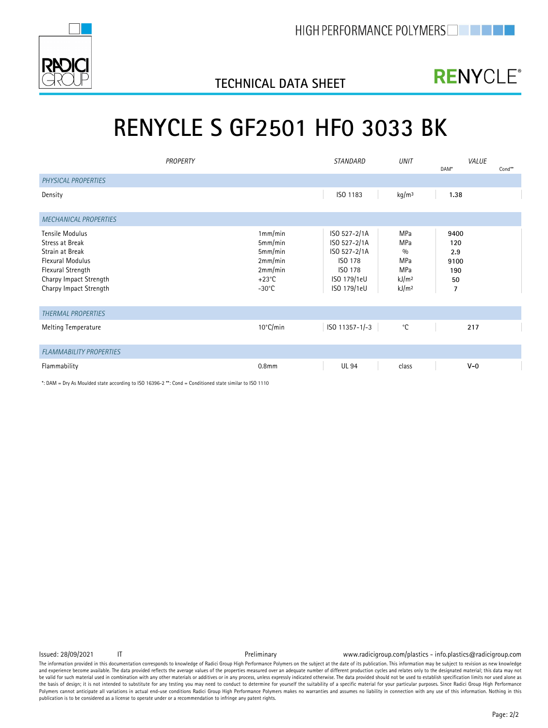HIGH PERFORMANCE POLYMERS

TECHNICAL DATA SHEET

RENYCLE®

# RENYCLE S GF2501 HF0 3033 BK

| *PROPERTY* | | *STANDARD* | *UNIT* | *VALUE* DAM* | Cond** |
|---|---|---|---|---|---|
| *PHYSICAL PROPERTIES* | | | | | |
| Density | | ISO 1183 | kg/m³ | **1.38** | |
| *MECHANICAL PROPERTIES* | | | | | |
| Tensile Modulus | 1mm/min | ISO 527-2/1A | MPa | **9400** | |
| Stress at Break | 5mm/min | ISO 527-2/1A | MPa | **120** | |
| Strain at Break | 5mm/min | ISO 527-2/1A | % | **2.9** | |
| Flexural Modulus | 2mm/min | ISO 178 | MPa | **9100** | |
| Flexural Strength | 2mm/min | ISO 178 | MPa | **190** | |
| Charpy Impact Strength | +23°C | ISO 179/1eU | kJ/m² | **50** | |
| Charpy Impact Strength | -30°C | ISO 179/1eU | kJ/m² | **7** | |
| *THERMAL PROPERTIES* | | | | | |
| Melting Temperature | 10°C/min | ISO 11357-1/-3 | °C | **217** | |
| *FLAMMABILITY PROPERTIES* | | | | | |
| Flammability | 0.8mm | UL 94 | class | **V-0** | |

*: DAM = Dry As Moulded state according to ISO 16396-2 **: Cond = Conditioned state similar to ISO 1110

Issued: 28/09/2021 IT Preliminary www.radicigroup.com/plastics - info.plastics@radicigroup.com

The information provided in this documentation corresponds to knowledge of Radici Group High Performance Polymers on the subject at the date of its publication. This information may be subject to revision as new knowledge and experience become available. The data provided reflects the average values of the properties measured over an adequate number of different production cycles and relates only to the designated material; this data may not be valid for such material used in combination with any other materials or additives or in any process, unless expressly indicated otherwise. The data provided should not be used to establish specification limits nor used alone as the basis of design; it is not intended to substitute for any testing you may need to conduct to determine for yourself the suitability of a specific material for your particular purposes. Since Radici Group High Performance Polymers cannot anticipate all variations in actual end-use conditions Radici Group High Performance Polymers makes no warranties and assumes no liability in connection with any use of this information. Nothing in this publication is to be considered as a license to operate under or a recommendation to infringe any patent rights.